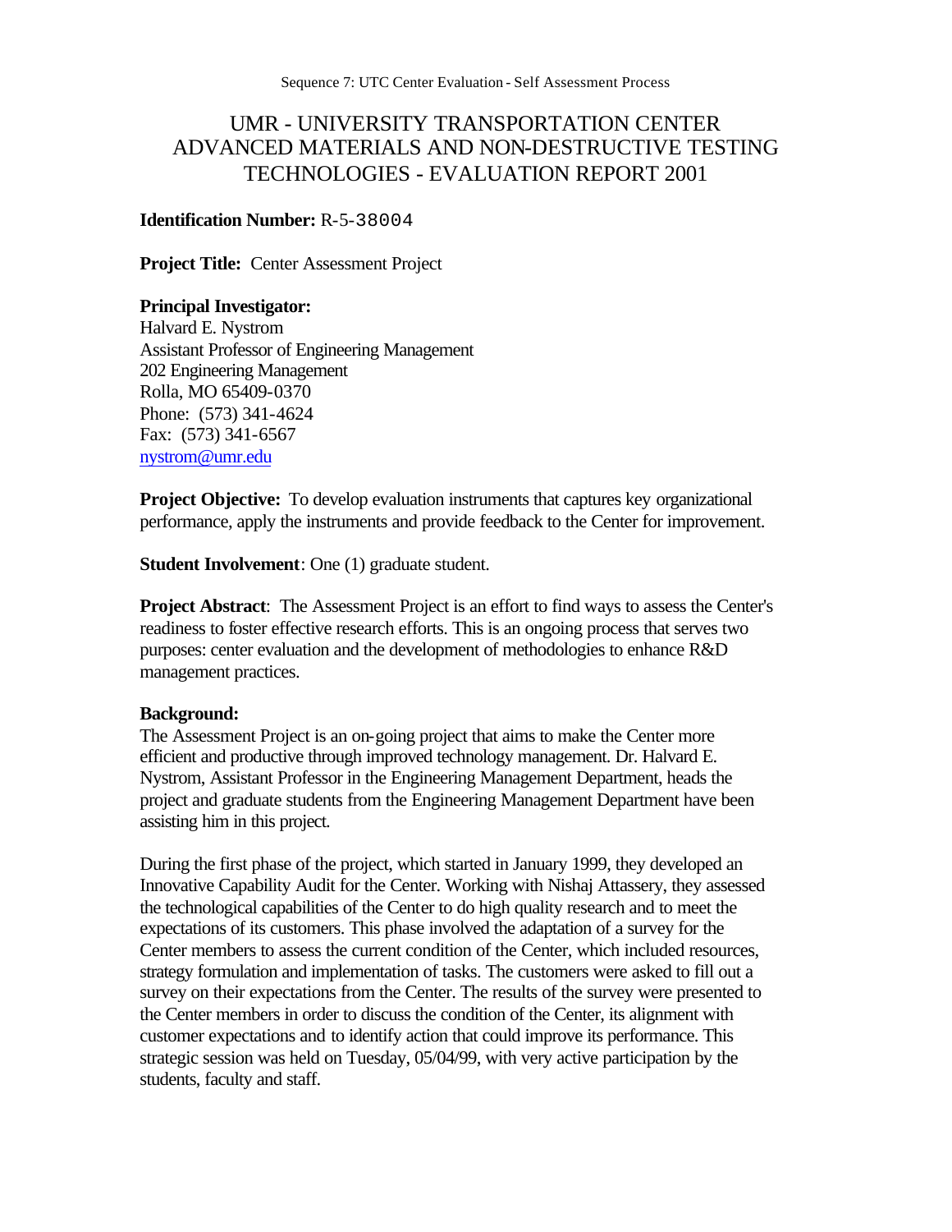# UMR - UNIVERSITY TRANSPORTATION CENTER ADVANCED MATERIALS AND NON-DESTRUCTIVE TESTING TECHNOLOGIES - EVALUATION REPORT 2001

**Identification Number:** R-5-38004

**Project Title:** Center Assessment Project

**Principal Investigator:**
Halvard E. Nystrom
Assistant Professor of Engineering Management
202 Engineering Management
Rolla, MO 65409-0370
Phone: (573) 341-4624
Fax: (573) 341-6567
nystrom@umr.edu

**Project Objective:** To develop evaluation instruments that captures key organizational performance, apply the instruments and provide feedback to the Center for improvement.

**Student Involvement**: One (1) graduate student.

**Project Abstract**: The Assessment Project is an effort to find ways to assess the Center's readiness to foster effective research efforts. This is an ongoing process that serves two purposes: center evaluation and the development of methodologies to enhance R&D management practices.

**Background:**
The Assessment Project is an on-going project that aims to make the Center more efficient and productive through improved technology management. Dr. Halvard E. Nystrom, Assistant Professor in the Engineering Management Department, heads the project and graduate students from the Engineering Management Department have been assisting him in this project.

During the first phase of the project, which started in January 1999, they developed an Innovative Capability Audit for the Center. Working with Nishaj Attassery, they assessed the technological capabilities of the Center to do high quality research and to meet the expectations of its customers. This phase involved the adaptation of a survey for the Center members to assess the current condition of the Center, which included resources, strategy formulation and implementation of tasks. The customers were asked to fill out a survey on their expectations from the Center. The results of the survey were presented to the Center members in order to discuss the condition of the Center, its alignment with customer expectations and to identify action that could improve its performance. This strategic session was held on Tuesday, 05/04/99, with very active participation by the students, faculty and staff.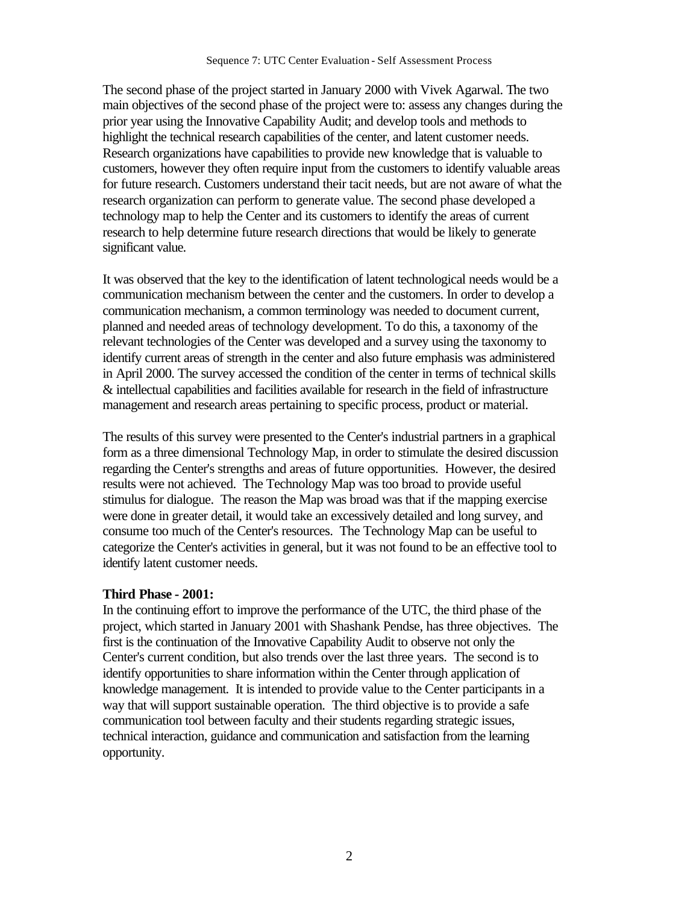The second phase of the project started in January 2000 with Vivek Agarwal. The two main objectives of the second phase of the project were to: assess any changes during the prior year using the Innovative Capability Audit; and develop tools and methods to highlight the technical research capabilities of the center, and latent customer needs. Research organizations have capabilities to provide new knowledge that is valuable to customers, however they often require input from the customers to identify valuable areas for future research. Customers understand their tacit needs, but are not aware of what the research organization can perform to generate value. The second phase developed a technology map to help the Center and its customers to identify the areas of current research to help determine future research directions that would be likely to generate significant value.

It was observed that the key to the identification of latent technological needs would be a communication mechanism between the center and the customers. In order to develop a communication mechanism, a common terminology was needed to document current, planned and needed areas of technology development. To do this, a taxonomy of the relevant technologies of the Center was developed and a survey using the taxonomy to identify current areas of strength in the center and also future emphasis was administered in April 2000. The survey accessed the condition of the center in terms of technical skills & intellectual capabilities and facilities available for research in the field of infrastructure management and research areas pertaining to specific process, product or material.

The results of this survey were presented to the Center's industrial partners in a graphical form as a three dimensional Technology Map, in order to stimulate the desired discussion regarding the Center's strengths and areas of future opportunities. However, the desired results were not achieved. The Technology Map was too broad to provide useful stimulus for dialogue. The reason the Map was broad was that if the mapping exercise were done in greater detail, it would take an excessively detailed and long survey, and consume too much of the Center's resources. The Technology Map can be useful to categorize the Center's activities in general, but it was not found to be an effective tool to identify latent customer needs.

**Third Phase - 2001:**

In the continuing effort to improve the performance of the UTC, the third phase of the project, which started in January 2001 with Shashank Pendse, has three objectives. The first is the continuation of the Innovative Capability Audit to observe not only the Center's current condition, but also trends over the last three years. The second is to identify opportunities to share information within the Center through application of knowledge management. It is intended to provide value to the Center participants in a way that will support sustainable operation. The third objective is to provide a safe communication tool between faculty and their students regarding strategic issues, technical interaction, guidance and communication and satisfaction from the learning opportunity.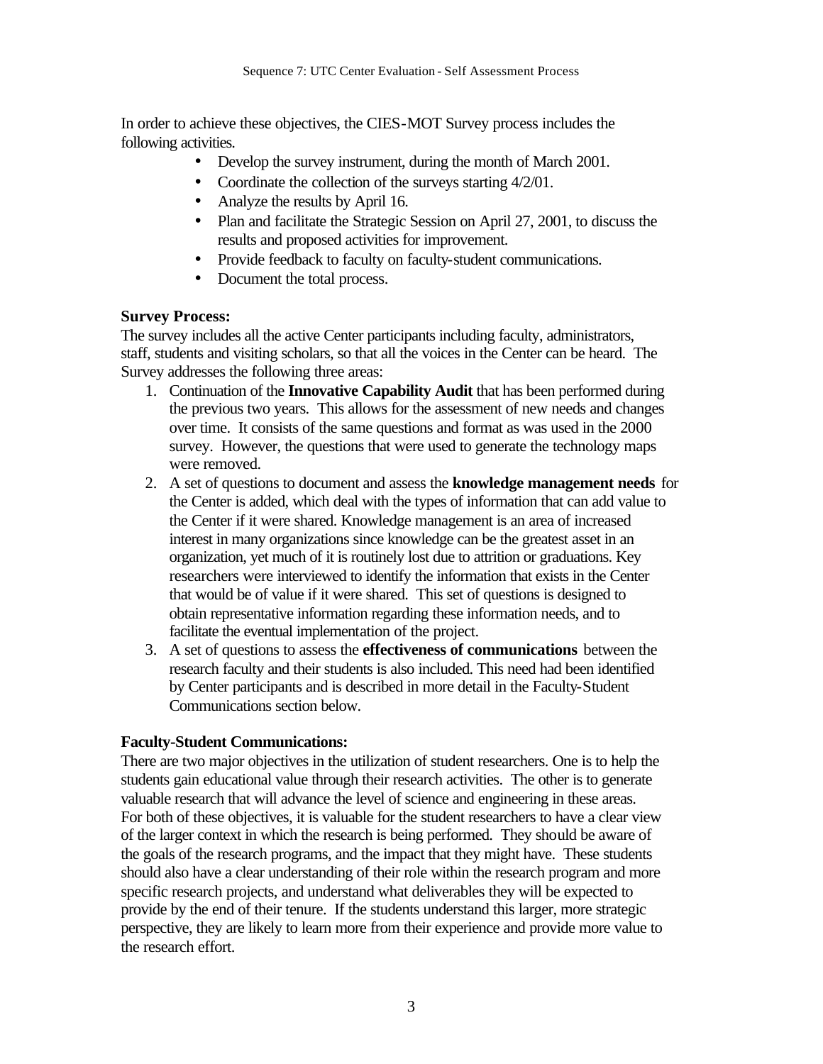In order to achieve these objectives, the CIES-MOT Survey process includes the following activities.

- Develop the survey instrument, during the month of March 2001.
- Coordinate the collection of the surveys starting 4/2/01.
- Analyze the results by April 16.
- Plan and facilitate the Strategic Session on April 27, 2001, to discuss the results and proposed activities for improvement.
- Provide feedback to faculty on faculty-student communications.
- Document the total process.

**Survey Process:**
The survey includes all the active Center participants including faculty, administrators, staff, students and visiting scholars, so that all the voices in the Center can be heard. The Survey addresses the following three areas:

1. Continuation of the **Innovative Capability Audit** that has been performed during the previous two years. This allows for the assessment of new needs and changes over time. It consists of the same questions and format as was used in the 2000 survey. However, the questions that were used to generate the technology maps were removed.
2. A set of questions to document and assess the **knowledge management needs** for the Center is added, which deal with the types of information that can add value to the Center if it were shared. Knowledge management is an area of increased interest in many organizations since knowledge can be the greatest asset in an organization, yet much of it is routinely lost due to attrition or graduations. Key researchers were interviewed to identify the information that exists in the Center that would be of value if it were shared. This set of questions is designed to obtain representative information regarding these information needs, and to facilitate the eventual implementation of the project.
3. A set of questions to assess the **effectiveness of communications** between the research faculty and their students is also included. This need had been identified by Center participants and is described in more detail in the Faculty-Student Communications section below.

**Faculty-Student Communications:**
There are two major objectives in the utilization of student researchers. One is to help the students gain educational value through their research activities. The other is to generate valuable research that will advance the level of science and engineering in these areas. For both of these objectives, it is valuable for the student researchers to have a clear view of the larger context in which the research is being performed. They should be aware of the goals of the research programs, and the impact that they might have. These students should also have a clear understanding of their role within the research program and more specific research projects, and understand what deliverables they will be expected to provide by the end of their tenure. If the students understand this larger, more strategic perspective, they are likely to learn more from their experience and provide more value to the research effort.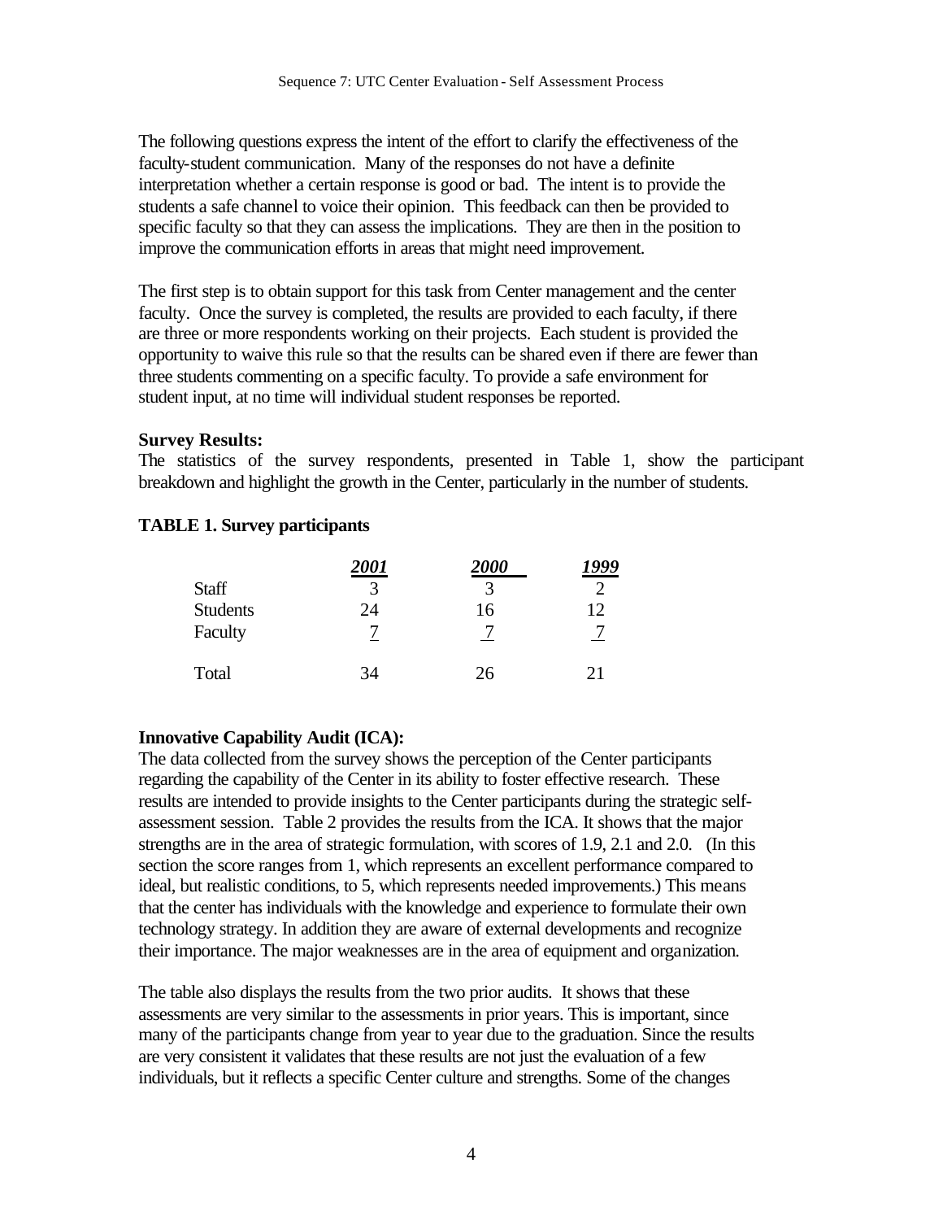The following questions express the intent of the effort to clarify the effectiveness of the faculty-student communication. Many of the responses do not have a definite interpretation whether a certain response is good or bad. The intent is to provide the students a safe channel to voice their opinion. This feedback can then be provided to specific faculty so that they can assess the implications. They are then in the position to improve the communication efforts in areas that might need improvement.

The first step is to obtain support for this task from Center management and the center faculty. Once the survey is completed, the results are provided to each faculty, if there are three or more respondents working on their projects. Each student is provided the opportunity to waive this rule so that the results can be shared even if there are fewer than three students commenting on a specific faculty. To provide a safe environment for student input, at no time will individual student responses be reported.

**Survey Results:**
The statistics of the survey respondents, presented in Table 1, show the participant breakdown and highlight the growth in the Center, particularly in the number of students.

**TABLE 1. Survey participants**

| | *2001* | *2000* | *1999* |
|---|---|---|---|
| Staff | 3 | 3 | 2 |
| Students | 24 | 16 | 12 |
| Faculty | 7 | 7 | 7 |
| Total | 34 | 26 | 21 |

**Innovative Capability Audit (ICA):**
The data collected from the survey shows the perception of the Center participants regarding the capability of the Center in its ability to foster effective research. These results are intended to provide insights to the Center participants during the strategic self-assessment session. Table 2 provides the results from the ICA. It shows that the major strengths are in the area of strategic formulation, with scores of 1.9, 2.1 and 2.0. (In this section the score ranges from 1, which represents an excellent performance compared to ideal, but realistic conditions, to 5, which represents needed improvements.) This means that the center has individuals with the knowledge and experience to formulate their own technology strategy. In addition they are aware of external developments and recognize their importance. The major weaknesses are in the area of equipment and organization.

The table also displays the results from the two prior audits. It shows that these assessments are very similar to the assessments in prior years. This is important, since many of the participants change from year to year due to the graduation. Since the results are very consistent it validates that these results are not just the evaluation of a few individuals, but it reflects a specific Center culture and strengths. Some of the changes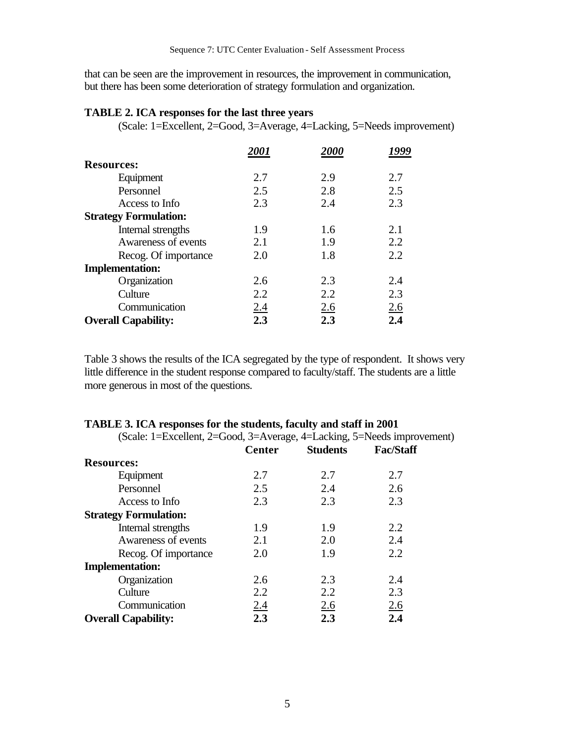that can be seen are the improvement in resources, the improvement in communication, but there has been some deterioration of strategy formulation and organization.

**TABLE 2. ICA responses for the last three years**

(Scale: 1=Excellent, 2=Good, 3=Average, 4=Lacking, 5=Needs improvement)

| | ***2001*** | ***2000*** | ***1999*** |
|---|---|---|---|
| **Resources:** | | | |
| Equipment | 2.7 | 2.9 | 2.7 |
| Personnel | 2.5 | 2.8 | 2.5 |
| Access to Info | 2.3 | 2.4 | 2.3 |
| **Strategy Formulation:** | | | |
| Internal strengths | 1.9 | 1.6 | 2.1 |
| Awareness of events | 2.1 | 1.9 | 2.2 |
| Recog. Of importance | 2.0 | 1.8 | 2.2 |
| **Implementation:** | | | |
| Organization | 2.6 | 2.3 | 2.4 |
| Culture | 2.2 | 2.2 | 2.3 |
| Communication | 2.4 | 2.6 | 2.6 |
| **Overall Capability:** | **2.3** | **2.3** | **2.4** |

Table 3 shows the results of the ICA segregated by the type of respondent. It shows very little difference in the student response compared to faculty/staff. The students are a little more generous in most of the questions.

**TABLE 3. ICA responses for the students, faculty and staff in 2001**

(Scale: 1=Excellent, 2=Good, 3=Average, 4=Lacking, 5=Needs improvement)

| | **Center** | **Students** | **Fac/Staff** |
|---|---|---|---|
| **Resources:** | | | |
| Equipment | 2.7 | 2.7 | 2.7 |
| Personnel | 2.5 | 2.4 | 2.6 |
| Access to Info | 2.3 | 2.3 | 2.3 |
| **Strategy Formulation:** | | | |
| Internal strengths | 1.9 | 1.9 | 2.2 |
| Awareness of events | 2.1 | 2.0 | 2.4 |
| Recog. Of importance | 2.0 | 1.9 | 2.2 |
| **Implementation:** | | | |
| Organization | 2.6 | 2.3 | 2.4 |
| Culture | 2.2 | 2.2 | 2.3 |
| Communication | 2.4 | 2.6 | 2.6 |
| **Overall Capability:** | **2.3** | **2.3** | **2.4** |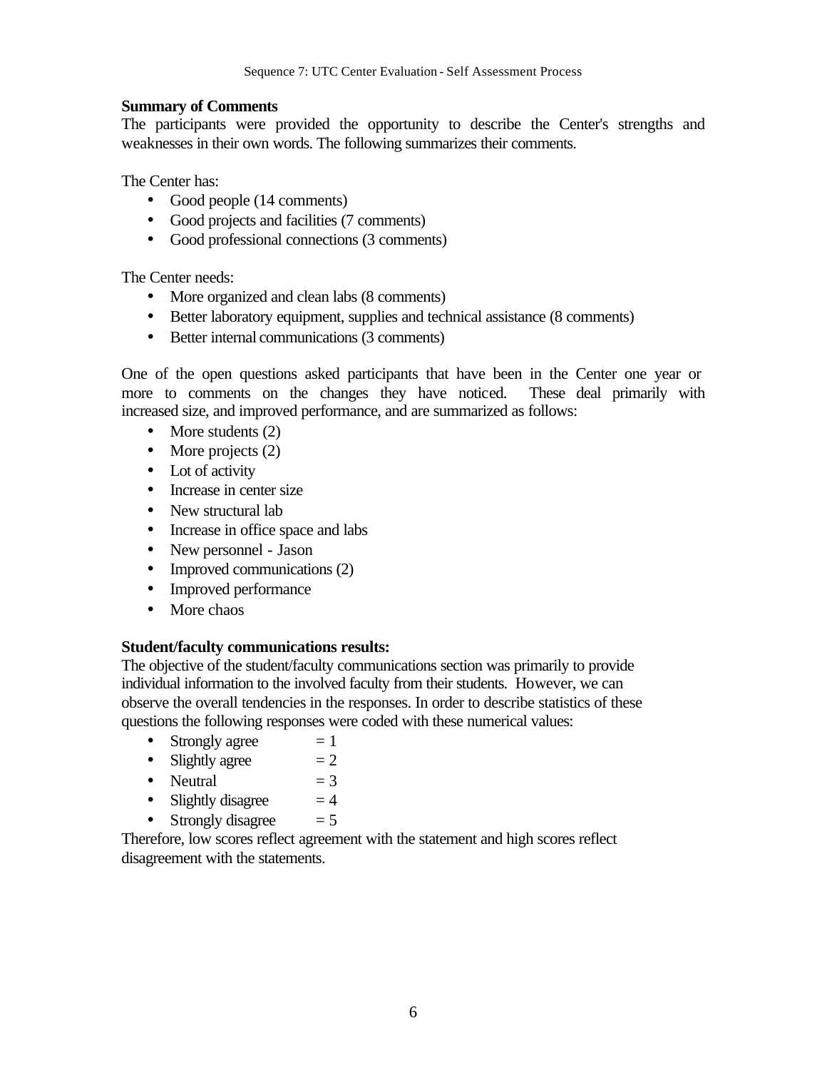**Summary of Comments**

The participants were provided the opportunity to describe the Center's strengths and weaknesses in their own words. The following summarizes their comments.

The Center has:

- Good people (14 comments)
- Good projects and facilities (7 comments)
- Good professional connections (3 comments)

The Center needs:

- More organized and clean labs (8 comments)
- Better laboratory equipment, supplies and technical assistance (8 comments)
- Better internal communications (3 comments)

One of the open questions asked participants that have been in the Center one year or more to comments on the changes they have noticed. These deal primarily with increased size, and improved performance, and are summarized as follows:

- More students (2)
- More projects (2)
- Lot of activity
- Increase in center size
- New structural lab
- Increase in office space and labs
- New personnel - Jason
- Improved communications (2)
- Improved performance
- More chaos

**Student/faculty communications results:**

The objective of the student/faculty communications section was primarily to provide individual information to the involved faculty from their students. However, we can observe the overall tendencies in the responses. In order to describe statistics of these questions the following responses were coded with these numerical values:

- Strongly agree = 1
- Slightly agree = 2
- Neutral = 3
- Slightly disagree = 4
- Strongly disagree = 5

Therefore, low scores reflect agreement with the statement and high scores reflect disagreement with the statements.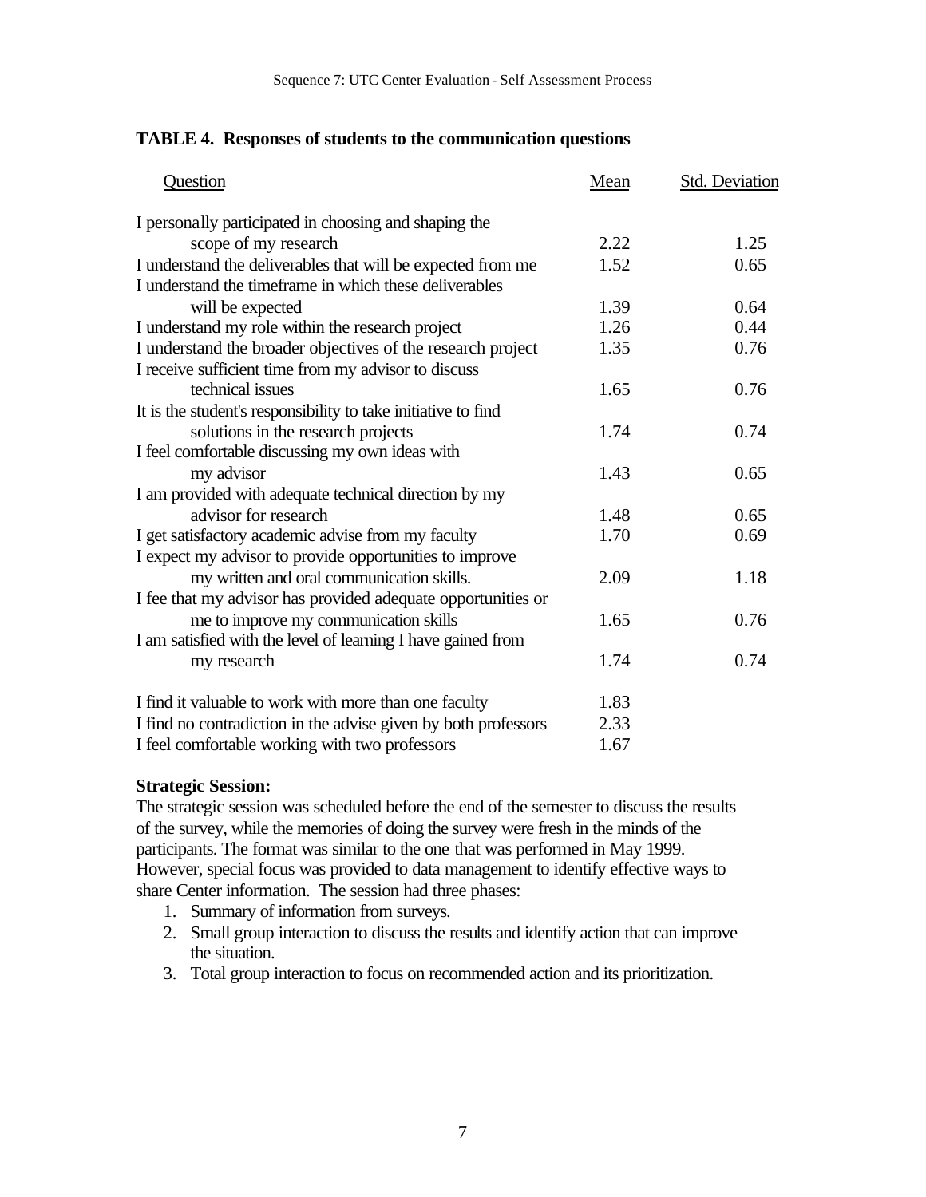**TABLE 4. Responses of students to the communication questions**

| Question | Mean | Std. Deviation |
|---|---|---|
| I personally participated in choosing and shaping the scope of my research | 2.22 | 1.25 |
| I understand the deliverables that will be expected from me | 1.52 | 0.65 |
| I understand the timeframe in which these deliverables will be expected | 1.39 | 0.64 |
| I understand my role within the research project | 1.26 | 0.44 |
| I understand the broader objectives of the research project | 1.35 | 0.76 |
| I receive sufficient time from my advisor to discuss technical issues | 1.65 | 0.76 |
| It is the student's responsibility to take initiative to find solutions in the research projects | 1.74 | 0.74 |
| I feel comfortable discussing my own ideas with my advisor | 1.43 | 0.65 |
| I am provided with adequate technical direction by my advisor for research | 1.48 | 0.65 |
| I get satisfactory academic advise from my faculty | 1.70 | 0.69 |
| I expect my advisor to provide opportunities to improve my written and oral communication skills. | 2.09 | 1.18 |
| I fee that my advisor has provided adequate opportunities or me to improve my communication skills | 1.65 | 0.76 |
| I am satisfied with the level of learning I have gained from my research | 1.74 | 0.74 |
| I find it valuable to work with more than one faculty | 1.83 | |
| I find no contradiction in the advise given by both professors | 2.33 | |
| I feel comfortable working with two professors | 1.67 | |

**Strategic Session:**
The strategic session was scheduled before the end of the semester to discuss the results of the survey, while the memories of doing the survey were fresh in the minds of the participants. The format was similar to the one that was performed in May 1999. However, special focus was provided to data management to identify effective ways to share Center information. The session had three phases:

1. Summary of information from surveys.
2. Small group interaction to discuss the results and identify action that can improve the situation.
3. Total group interaction to focus on recommended action and its prioritization.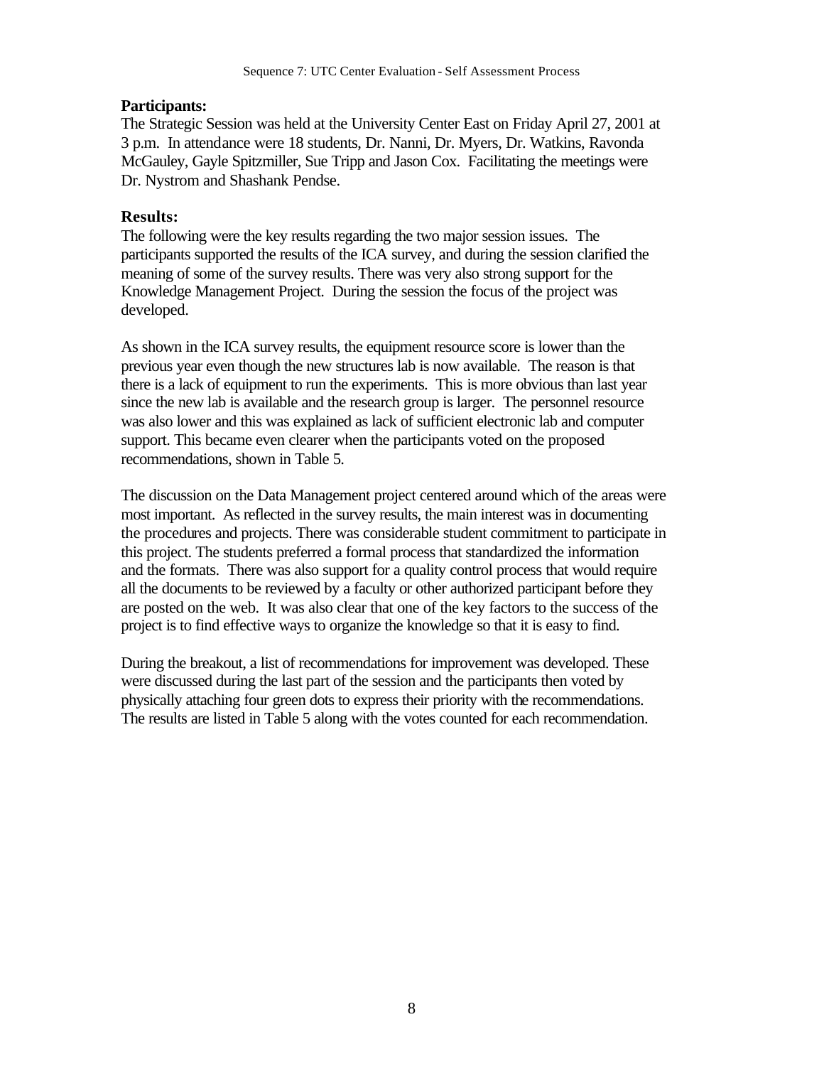**Participants:**

The Strategic Session was held at the University Center East on Friday April 27, 2001 at 3 p.m. In attendance were 18 students, Dr. Nanni, Dr. Myers, Dr. Watkins, Ravonda McGauley, Gayle Spitzmiller, Sue Tripp and Jason Cox. Facilitating the meetings were Dr. Nystrom and Shashank Pendse.

**Results:**

The following were the key results regarding the two major session issues. The participants supported the results of the ICA survey, and during the session clarified the meaning of some of the survey results. There was very also strong support for the Knowledge Management Project. During the session the focus of the project was developed.

As shown in the ICA survey results, the equipment resource score is lower than the previous year even though the new structures lab is now available. The reason is that there is a lack of equipment to run the experiments. This is more obvious than last year since the new lab is available and the research group is larger. The personnel resource was also lower and this was explained as lack of sufficient electronic lab and computer support. This became even clearer when the participants voted on the proposed recommendations, shown in Table 5.

The discussion on the Data Management project centered around which of the areas were most important. As reflected in the survey results, the main interest was in documenting the procedures and projects. There was considerable student commitment to participate in this project. The students preferred a formal process that standardized the information and the formats. There was also support for a quality control process that would require all the documents to be reviewed by a faculty or other authorized participant before they are posted on the web. It was also clear that one of the key factors to the success of the project is to find effective ways to organize the knowledge so that it is easy to find.

During the breakout, a list of recommendations for improvement was developed. These were discussed during the last part of the session and the participants then voted by physically attaching four green dots to express their priority with the recommendations. The results are listed in Table 5 along with the votes counted for each recommendation.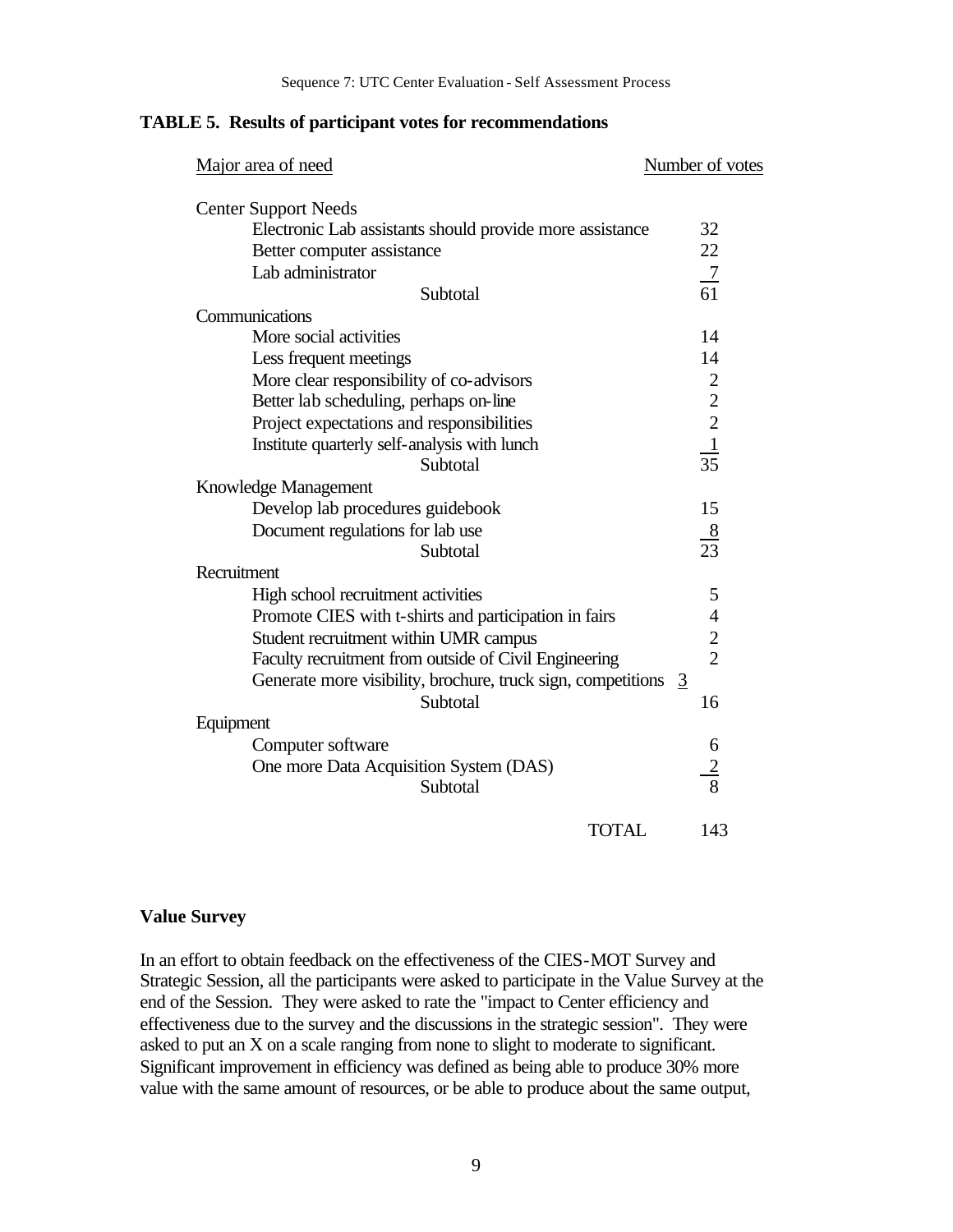**TABLE 5. Results of participant votes for recommendations**

| Major area of need | Number of votes |
|---|---|
| **Center Support Needs** | |
| Electronic Lab assistants should provide more assistance | 32 |
| Better computer assistance | 22 |
| Lab administrator | 7 |
| Subtotal | 61 |
| **Communications** | |
| More social activities | 14 |
| Less frequent meetings | 14 |
| More clear responsibility of co-advisors | 2 |
| Better lab scheduling, perhaps on-line | 2 |
| Project expectations and responsibilities | 2 |
| Institute quarterly self-analysis with lunch | 1 |
| Subtotal | 35 |
| **Knowledge Management** | |
| Develop lab procedures guidebook | 15 |
| Document regulations for lab use | 8 |
| Subtotal | 23 |
| **Recruitment** | |
| High school recruitment activities | 5 |
| Promote CIES with t-shirts and participation in fairs | 4 |
| Student recruitment within UMR campus | 2 |
| Faculty recruitment from outside of Civil Engineering | 2 |
| Generate more visibility, brochure, truck sign, competitions | 3 |
| Subtotal | 16 |
| **Equipment** | |
| Computer software | 6 |
| One more Data Acquisition System (DAS) | 2 |
| Subtotal | 8 |
| TOTAL | 143 |

## Value Survey

In an effort to obtain feedback on the effectiveness of the CIES-MOT Survey and Strategic Session, all the participants were asked to participate in the Value Survey at the end of the Session. They were asked to rate the "impact to Center efficiency and effectiveness due to the survey and the discussions in the strategic session". They were asked to put an X on a scale ranging from none to slight to moderate to significant. Significant improvement in efficiency was defined as being able to produce 30% more value with the same amount of resources, or be able to produce about the same output,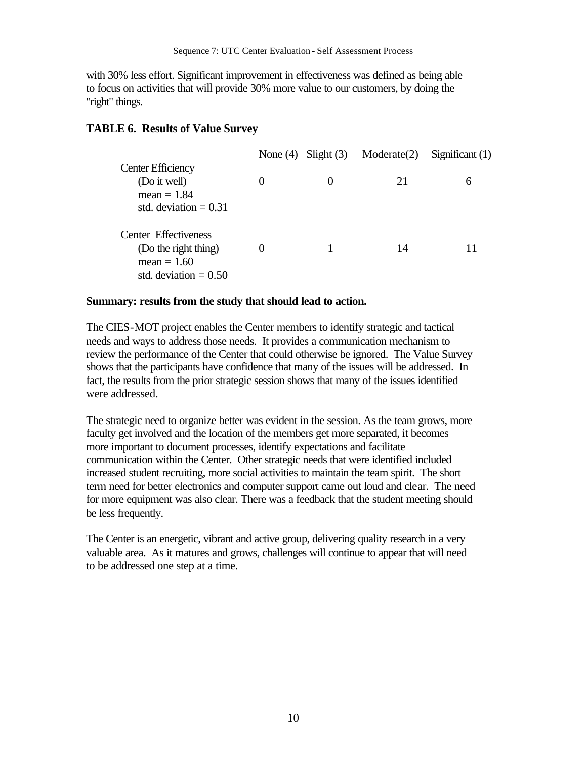with 30% less effort. Significant improvement in effectiveness was defined as being able to focus on activities that will provide 30% more value to our customers, by doing the "right" things.

**TABLE 6. Results of Value Survey**

| | None (4) | Slight (3) | Moderate(2) | Significant (1) |
|---|---|---|---|---|
| Center Efficiency<br>(Do it well)<br>mean = 1.84<br>std. deviation = 0.31 | 0 | 0 | 21 | 6 |
| Center Effectiveness<br>(Do the right thing)<br>mean = 1.60<br>std. deviation = 0.50 | 0 | 1 | 14 | 11 |

**Summary: results from the study that should lead to action.**

The CIES-MOT project enables the Center members to identify strategic and tactical needs and ways to address those needs. It provides a communication mechanism to review the performance of the Center that could otherwise be ignored. The Value Survey shows that the participants have confidence that many of the issues will be addressed. In fact, the results from the prior strategic session shows that many of the issues identified were addressed.

The strategic need to organize better was evident in the session. As the team grows, more faculty get involved and the location of the members get more separated, it becomes more important to document processes, identify expectations and facilitate communication within the Center. Other strategic needs that were identified included increased student recruiting, more social activities to maintain the team spirit. The short term need for better electronics and computer support came out loud and clear. The need for more equipment was also clear. There was a feedback that the student meeting should be less frequently.

The Center is an energetic, vibrant and active group, delivering quality research in a very valuable area. As it matures and grows, challenges will continue to appear that will need to be addressed one step at a time.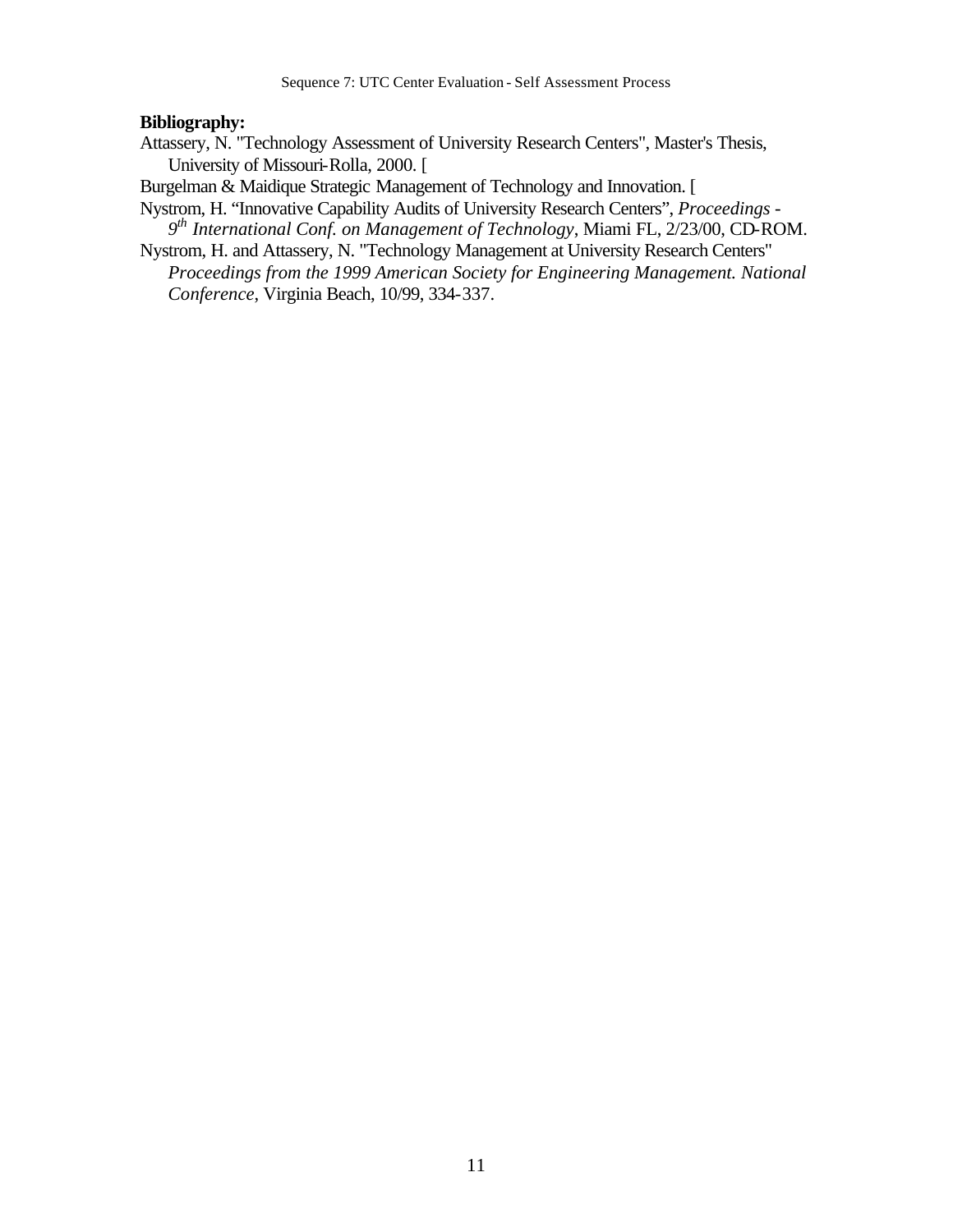**Bibliography:**

Attassery, N. "Technology Assessment of University Research Centers", Master's Thesis, University of Missouri-Rolla, 2000. [

Burgelman & Maidique Strategic Management of Technology and Innovation. [

Nystrom, H. "Innovative Capability Audits of University Research Centers", *Proceedings - 9th International Conf. on Management of Technology*, Miami FL, 2/23/00, CD-ROM.

Nystrom, H. and Attassery, N. "Technology Management at University Research Centers" *Proceedings from the 1999 American Society for Engineering Management. National Conference*, Virginia Beach, 10/99, 334-337.